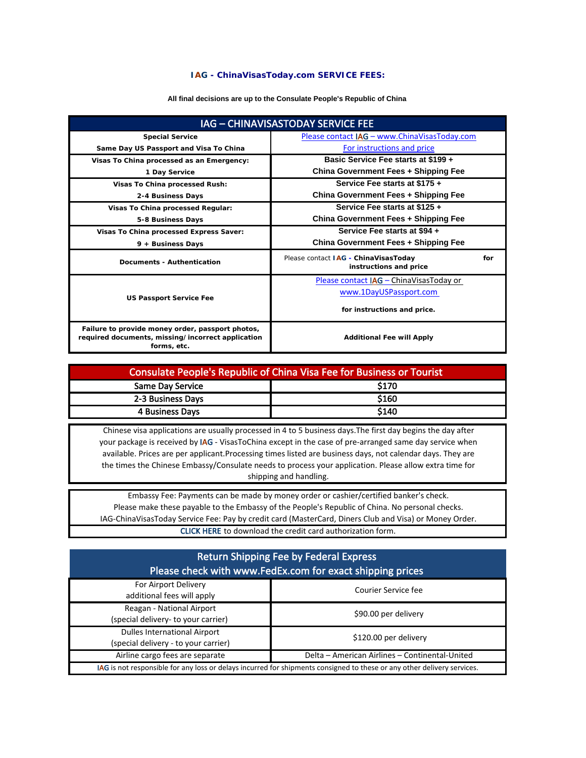# IAG - ChinaVisasToday.com SERVICE FEES:

**All final decisions are up to the Consulate People's Republic of China**

| IAG – CHINAVISASTODAY SERVICE FEE | |
|---|---|
| **Special Service**<br>**Same Day US Passport and Visa To China** | Please contact IAG – www.ChinaVisasToday.com<br>For instructions and price |
| **Visas To China processed as an Emergency:**<br>**1 Day Service** | **Basic Service Fee starts at $199 +**<br>**China Government Fees + Shipping Fee** |
| **Visas To China processed Rush:**<br>**2-4 Business Days** | **Service Fee starts at $175 +**<br>**China Government Fees + Shipping Fee** |
| **Visas To China processed Regular:**<br>**5-8 Business Days** | **Service Fee starts at $125 +**<br>**China Government Fees + Shipping Fee** |
| **Visas To China processed Express Saver:**<br>**9 + Business Days** | **Service Fee starts at $94 +**<br>**China Government Fees + Shipping Fee** |
| **Documents - Authentication** | Please contact **IAG - ChinaVisasToday for instructions and price** |
| **US Passport Service Fee** | Please contact IAG – ChinaVisasToday or www.1DayUSPassport.com<br>**for instructions and price.** |
| **Failure to provide money order, passport photos, required documents, missing/ incorrect application forms, etc.** | **Additional Fee will Apply** |

| Consulate People's Republic of China Visa Fee for Business or Tourist | |
|---|---|
| Same Day Service | $170 |
| 2-3 Business Days | $160 |
| 4 Business Days | $140 |

Chinese visa applications are usually processed in 4 to 5 business days.The first day begins the day after your package is received by IAG - VisasToChina except in the case of pre-arranged same day service when available. Prices are per applicant.Processing times listed are business days, not calendar days. They are the times the Chinese Embassy/Consulate needs to process your application. Please allow extra time for shipping and handling.

Embassy Fee: Payments can be made by money order or cashier/certified banker's check.
Please make these payable to the Embassy of the People's Republic of China. No personal checks.
IAG-ChinaVisasToday Service Fee: Pay by credit card (MasterCard, Diners Club and Visa) or Money Order.

CLICK HERE to download the credit card authorization form.

| Return Shipping Fee by Federal Express<br>Please check with www.FedEx.com for exact shipping prices | |
|---|---|
| For Airport Delivery<br>additional fees will apply | Courier Service fee |
| Reagan - National Airport<br>(special delivery- to your carrier) | $90.00 per delivery |
| Dulles International Airport<br>(special delivery - to your carrier) | $120.00 per delivery |
| Airline cargo fees are separate | Delta – American Airlines – Continental-United |

IAG is not responsible for any loss or delays incurred for shipments consigned to these or any other delivery services.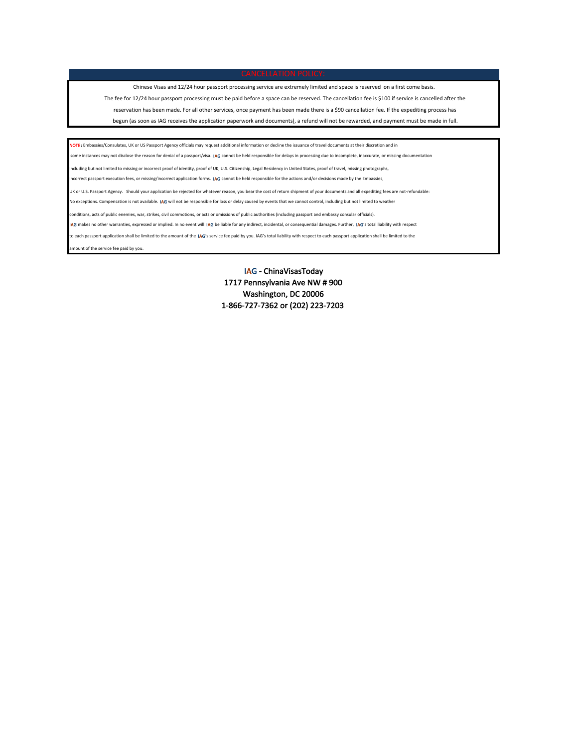## CANCELLATION POLICY:

Chinese Visas and 12/24 hour passport processing service are extremely limited and space is reserved on a first come basis.
The fee for 12/24 hour passport processing must be paid before a space can be reserved. The cancellation fee is $100 if service is cancelled after the reservation has been made. For all other services, once payment has been made there is a $90 cancellation fee. If the expediting process has begun (as soon as IAG receives the application paperwork and documents), a refund will not be rewarded, and payment must be made in full.

**NOTE:** Embassies/Consulates, UK or US Passport Agency officials may request additional information or decline the issuance of travel documents at their discretion and in some instances may not disclose the reason for denial of a passport/visa. IAG cannot be held responsible for delays in processing due to incomplete, inaccurate, or missing documentation including but not limited to missing or incorrect proof of identity, proof of UK, U.S. Citizenship, Legal Residency in United States, proof of travel, missing photographs, incorrect passport execution fees, or missing/incorrect application forms. IAG cannot be held responsible for the actions and/or decisions made by the Embassies, UK or U.S. Passport Agency. Should your application be rejected for whatever reason, you bear the cost of return shipment of your documents and all expediting fees are not-refundable: No exceptions. Compensation is not available. IAG will not be responsible for loss or delay caused by events that we cannot control, including but not limited to weather conditions, acts of public enemies, war, strikes, civil commotions, or acts or omissions of public authorities (including passport and embassy consular officials).
IAG makes no other warranties, expressed or implied. In no event will IAG be liable for any indirect, incidental, or consequential damages. Further, IAG's total liability with respect to each passport application shall be limited to the amount of the IAG's service fee paid by you. IAG's total liability with respect to each passport application shall be limited to the amount of the service fee paid by you.

**IAG - ChinaVisasToday**
**1717 Pennsylvania Ave NW # 900**
**Washington, DC 20006**
**1-866-727-7362 or (202) 223-7203**